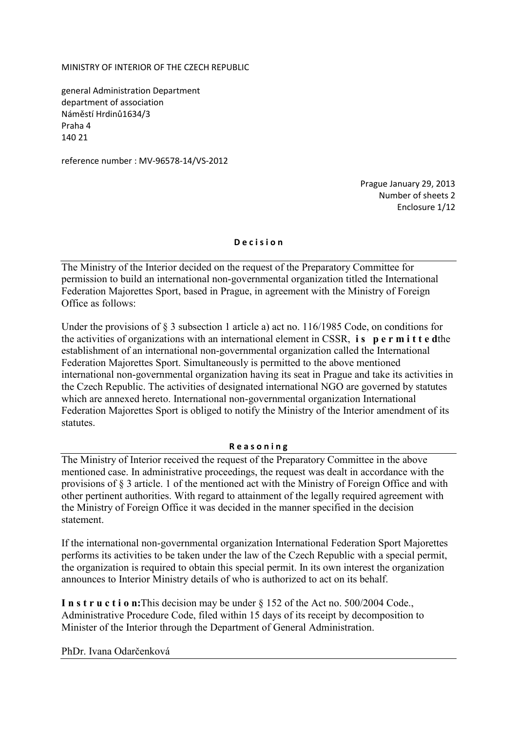MINISTRY OF INTERIOR OF THE CZECH REPUBLIC

general Administration Department
department of association
Náměstí Hrdinů1634/3
Praha 4
140 21

reference number : MV-96578-14/VS-2012

Prague January 29, 2013
Number of sheets 2
Enclosure 1/12

## D e c i s i o n

The Ministry of the Interior decided on the request of the Preparatory Committee for permission to build an international non-governmental organization titled the International Federation Majorettes Sport, based in Prague, in agreement with the Ministry of Foreign Office as follows:

Under the provisions of § 3 subsection 1 article a) act no. 116/1985 Code, on conditions for the activities of organizations with an international element in CSSR, **i s p e r m i t t e d**the establishment of an international non-governmental organization called the International Federation Majorettes Sport. Simultaneously is permitted to the above mentioned international non-governmental organization having its seat in Prague and take its activities in the Czech Republic. The activities of designated international NGO are governed by statutes which are annexed hereto. International non-governmental organization International Federation Majorettes Sport is obliged to notify the Ministry of the Interior amendment of its statutes.

## R e a s o n i n g

The Ministry of Interior received the request of the Preparatory Committee in the above mentioned case. In administrative proceedings, the request was dealt in accordance with the provisions of § 3 article. 1 of the mentioned act with the Ministry of Foreign Office and with other pertinent authorities. With regard to attainment of the legally required agreement with the Ministry of Foreign Office it was decided in the manner specified in the decision statement.

If the international non-governmental organization International Federation Sport Majorettes performs its activities to be taken under the law of the Czech Republic with a special permit, the organization is required to obtain this special permit. In its own interest the organization announces to Interior Ministry details of who is authorized to act on its behalf.

**I n s t r u c t i o n:**This decision may be under § 152 of the Act no. 500/2004 Code., Administrative Procedure Code, filed within 15 days of its receipt by decomposition to Minister of the Interior through the Department of General Administration.

PhDr. Ivana Odarčenková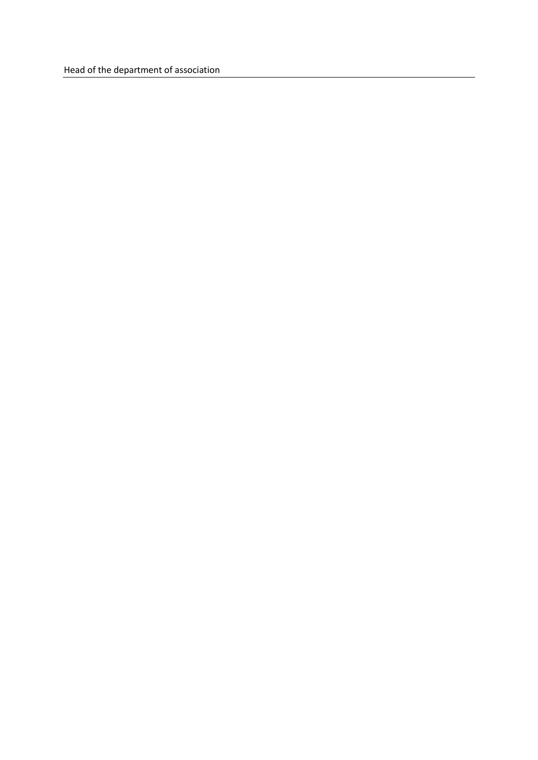Head of the department of association